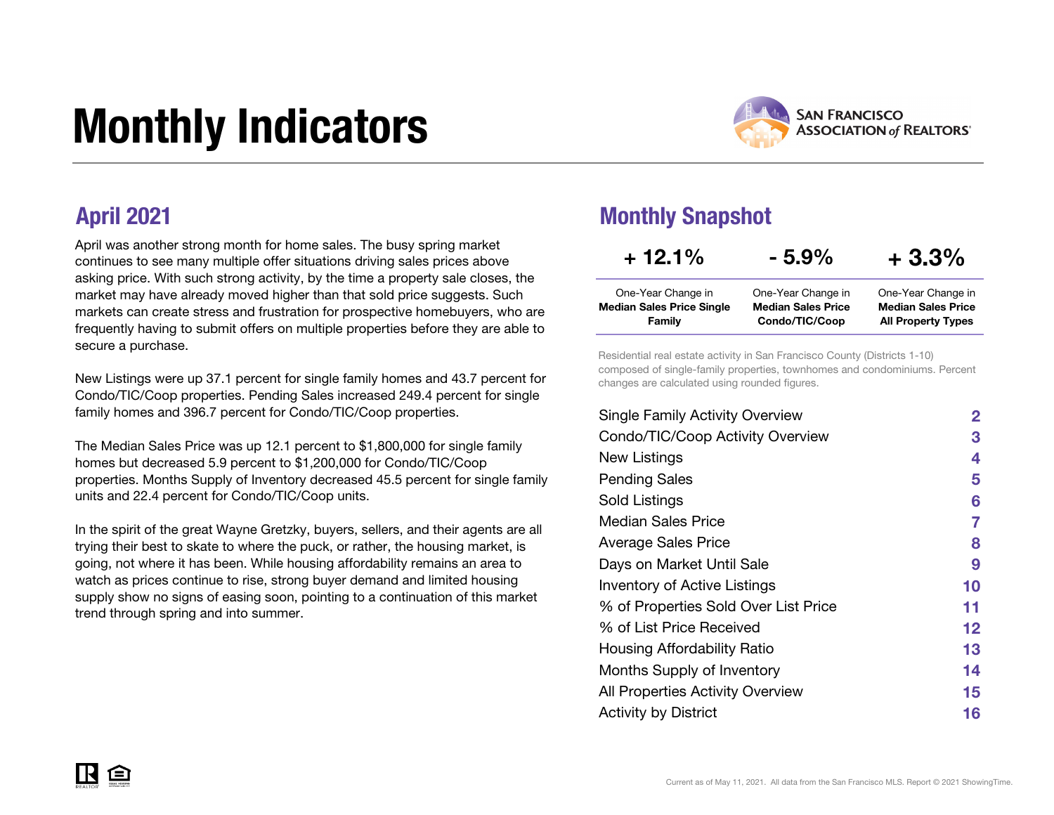# Monthly Indicators

SAN FRANCISCO ASSOCIATION of REALTORS®

## April 2021

April was another strong month for home sales. The busy spring market continues to see many multiple offer situations driving sales prices above asking price. With such strong activity, by the time a property sale closes, the market may have already moved higher than that sold price suggests. Such markets can create stress and frustration for prospective homebuyers, who are frequently having to submit offers on multiple properties before they are able to secure a purchase.

New Listings were up 37.1 percent for single family homes and 43.7 percent for Condo/TIC/Coop properties. Pending Sales increased 249.4 percent for single family homes and 396.7 percent for Condo/TIC/Coop properties.

The Median Sales Price was up 12.1 percent to $1,800,000 for single family homes but decreased 5.9 percent to $1,200,000 for Condo/TIC/Coop properties. Months Supply of Inventory decreased 45.5 percent for single family units and 22.4 percent for Condo/TIC/Coop units.

In the spirit of the great Wayne Gretzky, buyers, sellers, and their agents are all trying their best to skate to where the puck, or rather, the housing market, is going, not where it has been. While housing affordability remains an area to watch as prices continue to rise, strong buyer demand and limited housing supply show no signs of easing soon, pointing to a continuation of this market trend through spring and into summer.

## Monthly Snapshot

| + 12.1% | - 5.9% | + 3.3% |
|---|---|---|
| One-Year Change in **Median Sales Price Single Family** | One-Year Change in **Median Sales Price Condo/TIC/Coop** | One-Year Change in **Median Sales Price All Property Types** |

Residential real estate activity in San Francisco County (Districts 1-10) composed of single-family properties, townhomes and condominiums. Percent changes are calculated using rounded figures.

| | |
|---|---|
| Single Family Activity Overview | 2 |
| Condo/TIC/Coop Activity Overview | 3 |
| New Listings | 4 |
| Pending Sales | 5 |
| Sold Listings | 6 |
| Median Sales Price | 7 |
| Average Sales Price | 8 |
| Days on Market Until Sale | 9 |
| Inventory of Active Listings | 10 |
| % of Properties Sold Over List Price | 11 |
| % of List Price Received | 12 |
| Housing Affordability Ratio | 13 |
| Months Supply of Inventory | 14 |
| All Properties Activity Overview | 15 |
| Activity by District | 16 |

Current as of May 11, 2021. All data from the San Francisco MLS. Report © 2021 ShowingTime.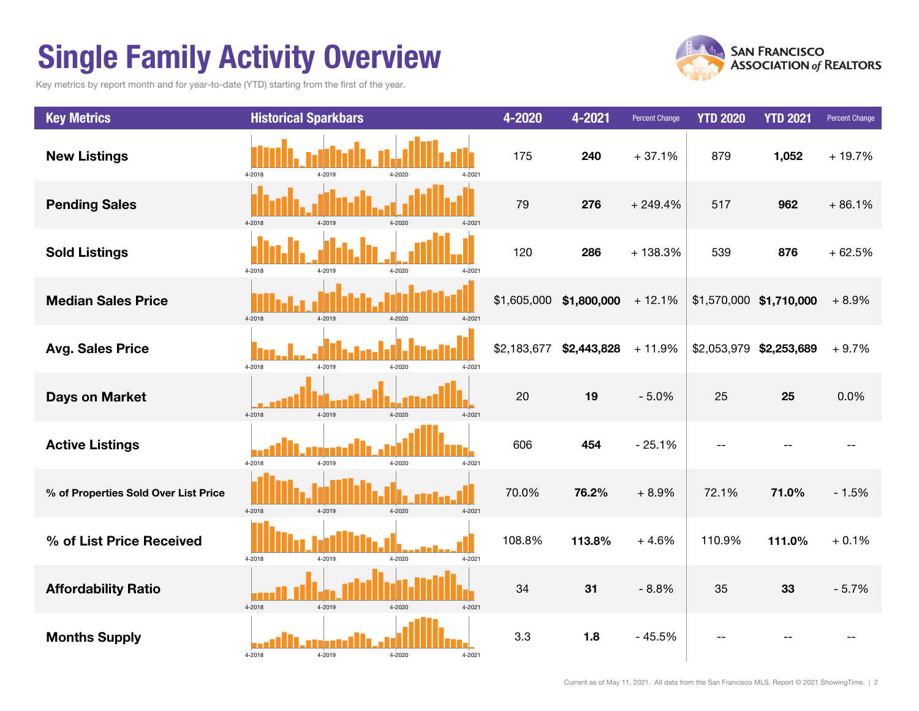# Single Family Activity Overview

Key metrics by report month and for year-to-date (YTD) starting from the first of the year.

| Key Metrics | Historical Sparkbars | 4-2020 | 4-2021 | Percent Change | YTD 2020 | YTD 2021 | Percent Change |
|---|---|---|---|---|---|---|---|
| **New Listings** | 4-2018 4-2019 4-2020 4-2021 | 175 | **240** | + 37.1% | 879 | **1,052** | + 19.7% |
| **Pending Sales** | 4-2018 4-2019 4-2020 4-2021 | 79 | **276** | + 249.4% | 517 | **962** | + 86.1% |
| **Sold Listings** | 4-2018 4-2019 4-2020 4-2021 | 120 | **286** | + 138.3% | 539 | **876** | + 62.5% |
| **Median Sales Price** | 4-2018 4-2019 4-2020 4-2021 | $1,605,000 | **$1,800,000** | + 12.1% | $1,570,000 | **$1,710,000** | + 8.9% |
| **Avg. Sales Price** | 4-2018 4-2019 4-2020 4-2021 | $2,183,677 | **$2,443,828** | + 11.9% | $2,053,979 | **$2,253,689** | + 9.7% |
| **Days on Market** | 4-2018 4-2019 4-2020 4-2021 | 20 | **19** | - 5.0% | 25 | **25** | 0.0% |
| **Active Listings** | 4-2018 4-2019 4-2020 4-2021 | 606 | **454** | - 25.1% | -- | -- | -- |
| **% of Properties Sold Over List Price** | 4-2018 4-2019 4-2020 4-2021 | 70.0% | **76.2%** | + 8.9% | 72.1% | **71.0%** | - 1.5% |
| **% of List Price Received** | 4-2018 4-2019 4-2020 4-2021 | 108.8% | **113.8%** | + 4.6% | 110.9% | **111.0%** | + 0.1% |
| **Affordability Ratio** | 4-2018 4-2019 4-2020 4-2021 | 34 | **31** | - 8.8% | 35 | **33** | - 5.7% |
| **Months Supply** | 4-2018 4-2019 4-2020 4-2021 | 3.3 | **1.8** | - 45.5% | -- | -- | -- |

Current as of May 11, 2021. All data from the San Francisco MLS. Report © 2021 ShowingTime.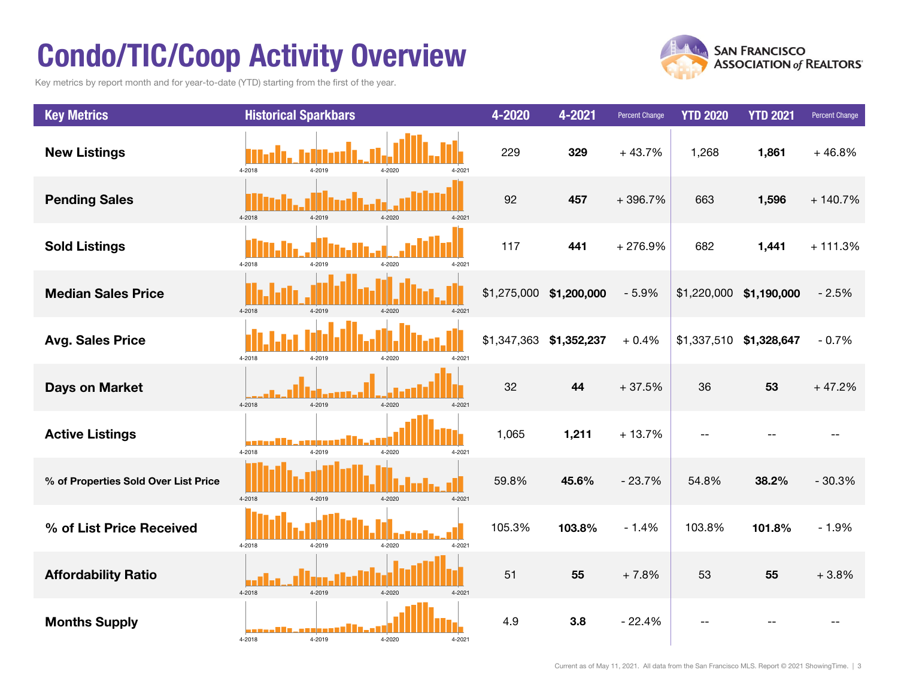# Condo/TIC/Coop Activity Overview

Key metrics by report month and for year-to-date (YTD) starting from the first of the year.

| Key Metrics | Historical Sparkbars | 4-2020 | 4-2021 | Percent Change | YTD 2020 | YTD 2021 | Percent Change |
|---|---|---|---|---|---|---|---|
| New Listings | 4-2018 4-2019 4-2020 4-2021 | 229 | **329** | + 43.7% | 1,268 | **1,861** | + 46.8% |
| Pending Sales | 4-2018 4-2019 4-2020 4-2021 | 92 | **457** | + 396.7% | 663 | **1,596** | + 140.7% |
| Sold Listings | 4-2018 4-2019 4-2020 4-2021 | 117 | **441** | + 276.9% | 682 | **1,441** | + 111.3% |
| Median Sales Price | 4-2018 4-2019 4-2020 4-2021 | $1,275,000 | **$1,200,000** | - 5.9% | $1,220,000 | **$1,190,000** | - 2.5% |
| Avg. Sales Price | 4-2018 4-2019 4-2020 4-2021 | $1,347,363 | **$1,352,237** | + 0.4% | $1,337,510 | **$1,328,647** | - 0.7% |
| Days on Market | 4-2018 4-2019 4-2020 4-2021 | 32 | **44** | + 37.5% | 36 | **53** | + 47.2% |
| Active Listings | 4-2018 4-2019 4-2020 4-2021 | 1,065 | **1,211** | + 13.7% | -- | -- | -- |
| % of Properties Sold Over List Price | 4-2018 4-2019 4-2020 4-2021 | 59.8% | **45.6%** | - 23.7% | 54.8% | **38.2%** | - 30.3% |
| % of List Price Received | 4-2018 4-2019 4-2020 4-2021 | 105.3% | **103.8%** | - 1.4% | 103.8% | **101.8%** | - 1.9% |
| Affordability Ratio | 4-2018 4-2019 4-2020 4-2021 | 51 | **55** | + 7.8% | 53 | **55** | + 3.8% |
| Months Supply | 4-2018 4-2019 4-2020 4-2021 | 4.9 | **3.8** | - 22.4% | -- | -- | -- |

Current as of May 11, 2021. All data from the San Francisco MLS. Report © 2021 ShowingTime.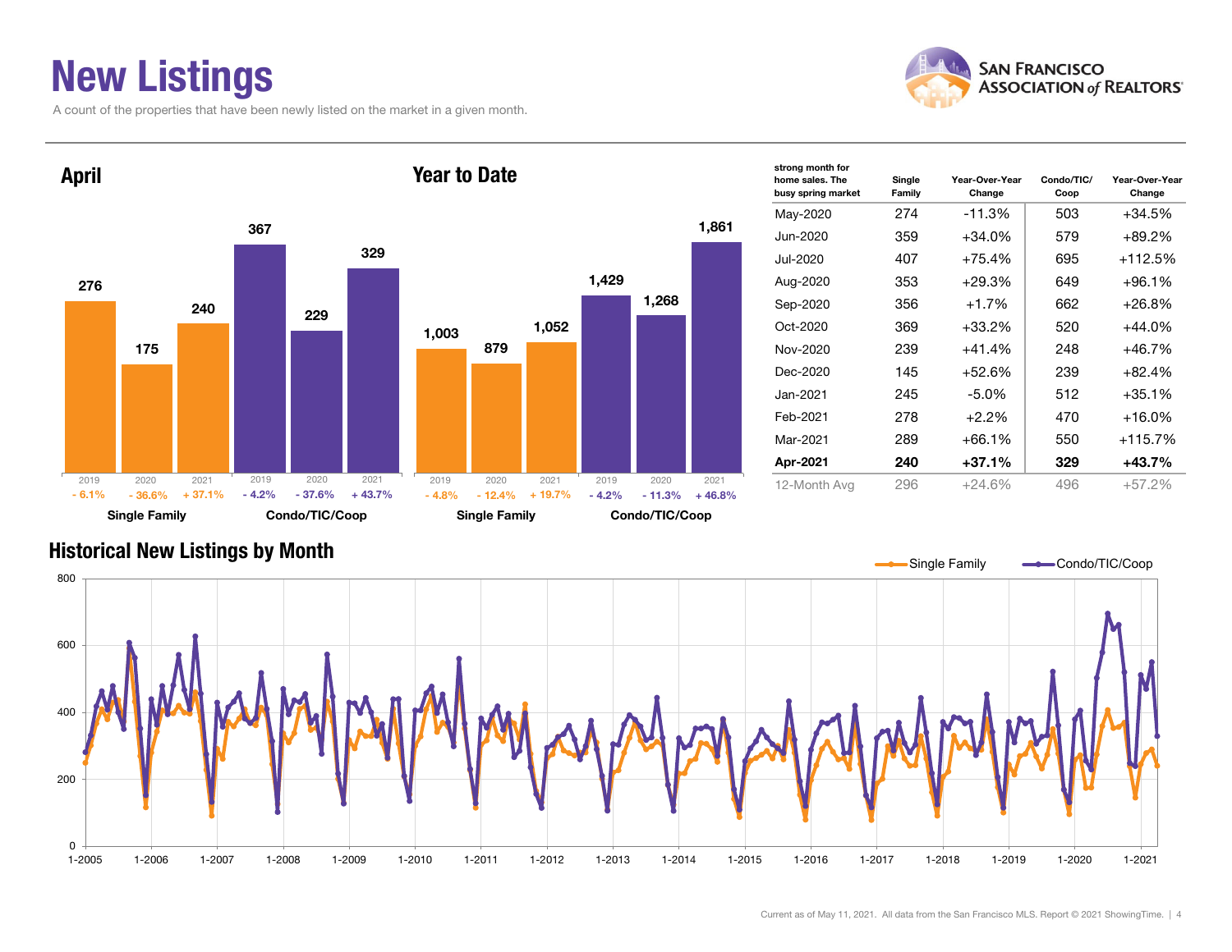# New Listings

A count of the properties that have been newly listed on the market in a given month.

## April

| | 2019 | 2020 | 2021 |
|---|---|---|---|
| Single Family | 276 | 175 | 240 |
| Change | - 6.1% | - 36.6% | + 37.1% |
| Condo/TIC/Coop | 367 | 229 | 329 |
| Change | - 4.2% | - 37.6% | + 43.7% |

## Year to Date

| | 2019 | 2020 | 2021 |
|---|---|---|---|
| Single Family | 1,003 | 879 | 1,052 |
| Change | - 4.8% | - 12.4% | + 19.7% |
| Condo/TIC/Coop | 1,429 | 1,268 | 1,861 |
| Change | - 4.2% | - 11.3% | + 46.8% |

| strong month for home sales. The busy spring market | Single Family | Year-Over-Year Change | Condo/TIC/ Coop | Year-Over-Year Change |
|---|---|---|---|---|
| May-2020 | 274 | -11.3% | 503 | +34.5% |
| Jun-2020 | 359 | +34.0% | 579 | +89.2% |
| Jul-2020 | 407 | +75.4% | 695 | +112.5% |
| Aug-2020 | 353 | +29.3% | 649 | +96.1% |
| Sep-2020 | 356 | +1.7% | 662 | +26.8% |
| Oct-2020 | 369 | +33.2% | 520 | +44.0% |
| Nov-2020 | 239 | +41.4% | 248 | +46.7% |
| Dec-2020 | 145 | +52.6% | 239 | +82.4% |
| Jan-2021 | 245 | -5.0% | 512 | +35.1% |
| Feb-2021 | 278 | +2.2% | 470 | +16.0% |
| Mar-2021 | 289 | +66.1% | 550 | +115.7% |
| **Apr-2021** | **240** | **+37.1%** | **329** | **+43.7%** |
| 12-Month Avg | 296 | +24.6% | 496 | +57.2% |

## Historical New Listings by Month

Single Family — Condo/TIC/Coop

Current as of May 11, 2021. All data from the San Francisco MLS. Report © 2021 ShowingTime.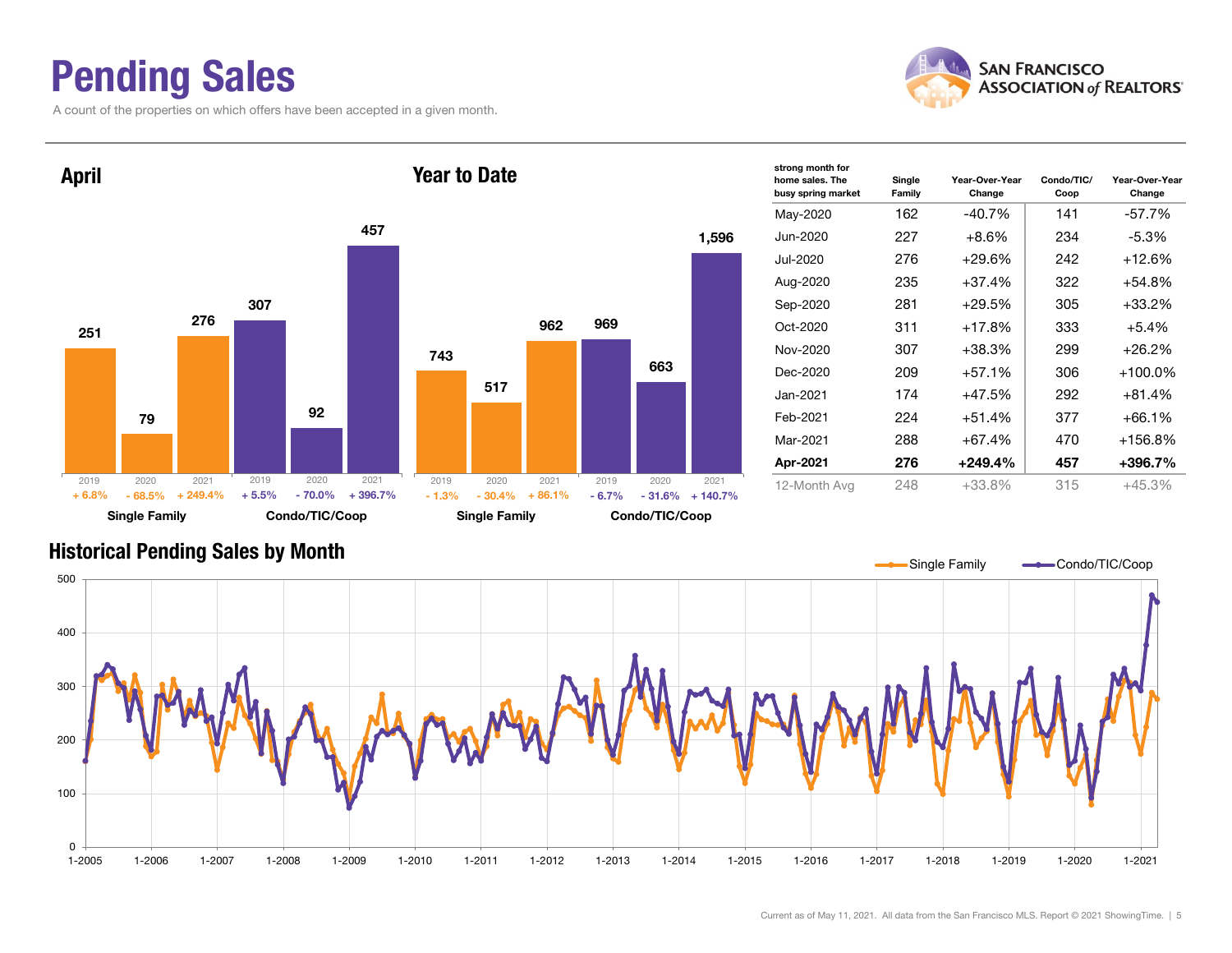# Pending Sales

A count of the properties on which offers have been accepted in a given month.

## April

| | 2019 | 2020 | 2021 |
|---|---|---|---|
| Single Family | 251 | 79 | 276 |
| Change | + 6.8% | - 68.5% | + 249.4% |
| Condo/TIC/Coop | 307 | 92 | 457 |
| Change | + 5.5% | - 70.0% | + 396.7% |

## Year to Date

| | 2019 | 2020 | 2021 |
|---|---|---|---|
| Single Family | 743 | 517 | 962 |
| Change | - 1.3% | - 30.4% | + 86.1% |
| Condo/TIC/Coop | 969 | 663 | 1,596 |
| Change | - 6.7% | - 31.6% | + 140.7% |

| strong month for home sales. The busy spring market | Single Family | Year-Over-Year Change | Condo/TIC/ Coop | Year-Over-Year Change |
|---|---|---|---|---|
| May-2020 | 162 | -40.7% | 141 | -57.7% |
| Jun-2020 | 227 | +8.6% | 234 | -5.3% |
| Jul-2020 | 276 | +29.6% | 242 | +12.6% |
| Aug-2020 | 235 | +37.4% | 322 | +54.8% |
| Sep-2020 | 281 | +29.5% | 305 | +33.2% |
| Oct-2020 | 311 | +17.8% | 333 | +5.4% |
| Nov-2020 | 307 | +38.3% | 299 | +26.2% |
| Dec-2020 | 209 | +57.1% | 306 | +100.0% |
| Jan-2021 | 174 | +47.5% | 292 | +81.4% |
| Feb-2021 | 224 | +51.4% | 377 | +66.1% |
| Mar-2021 | 288 | +67.4% | 470 | +156.8% |
| **Apr-2021** | **276** | **+249.4%** | **457** | **+396.7%** |
| 12-Month Avg | 248 | +33.8% | 315 | +45.3% |

## Historical Pending Sales by Month

Single Family — Condo/TIC/Coop

Current as of May 11, 2021. All data from the San Francisco MLS. Report © 2021 ShowingTime.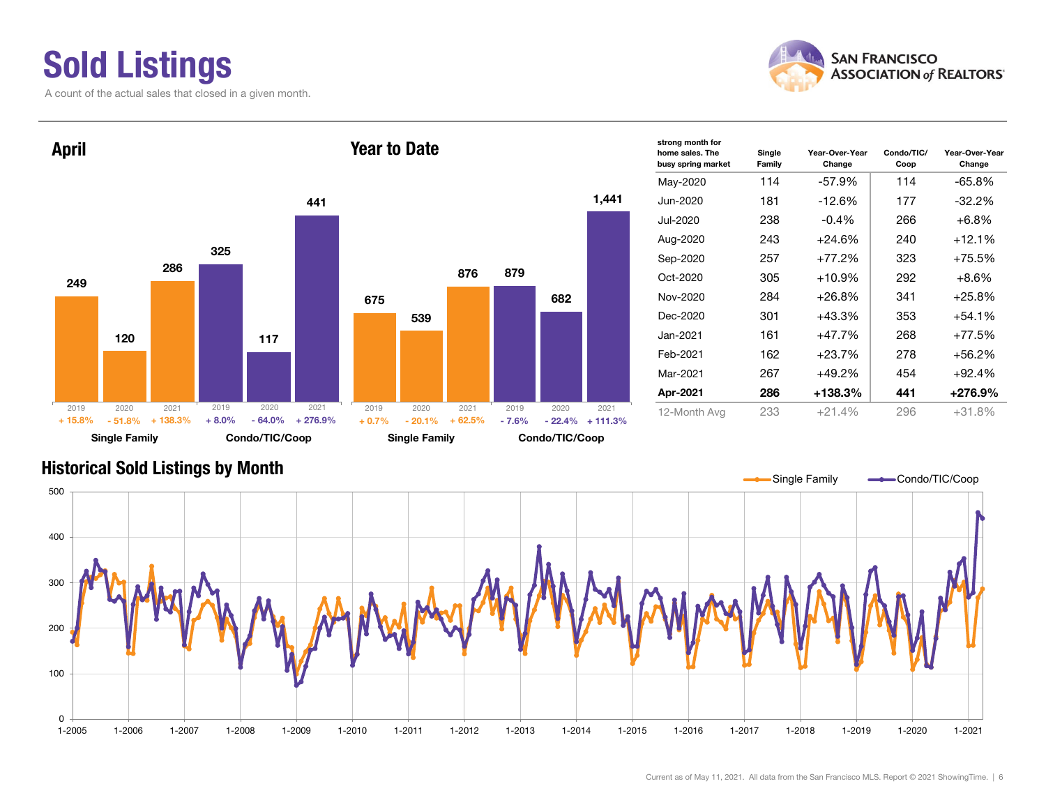# Sold Listings

A count of the actual sales that closed in a given month.

## April

| | 2019 | 2020 | 2021 |
|---|---|---|---|
| Single Family | 249 (+ 15.8%) | 120 (- 51.8%) | 286 (+ 138.3%) |
| Condo/TIC/Coop | 325 (+ 8.0%) | 117 (- 64.0%) | 441 (+ 276.9%) |

## Year to Date

| | 2019 | 2020 | 2021 |
|---|---|---|---|
| Single Family | 675 (+ 0.7%) | 539 (- 20.1%) | 876 (+ 62.5%) |
| Condo/TIC/Coop | 879 (- 7.6%) | 682 (- 22.4%) | 1,441 (+ 111.3%) |

| strong month for home sales. The busy spring market | Single Family | Year-Over-Year Change | Condo/TIC/Coop | Year-Over-Year Change |
|---|---|---|---|---|
| May-2020 | 114 | -57.9% | 114 | -65.8% |
| Jun-2020 | 181 | -12.6% | 177 | -32.2% |
| Jul-2020 | 238 | -0.4% | 266 | +6.8% |
| Aug-2020 | 243 | +24.6% | 240 | +12.1% |
| Sep-2020 | 257 | +77.2% | 323 | +75.5% |
| Oct-2020 | 305 | +10.9% | 292 | +8.6% |
| Nov-2020 | 284 | +26.8% | 341 | +25.8% |
| Dec-2020 | 301 | +43.3% | 353 | +54.1% |
| Jan-2021 | 161 | +47.7% | 268 | +77.5% |
| Feb-2021 | 162 | +23.7% | 278 | +56.2% |
| Mar-2021 | 267 | +49.2% | 454 | +92.4% |
| **Apr-2021** | **286** | **+138.3%** | **441** | **+276.9%** |
| 12-Month Avg | 233 | +21.4% | 296 | +31.8% |

## Historical Sold Listings by Month

Single Family — Condo/TIC/Coop

Current as of May 11, 2021. All data from the San Francisco MLS. Report © 2021 ShowingTime.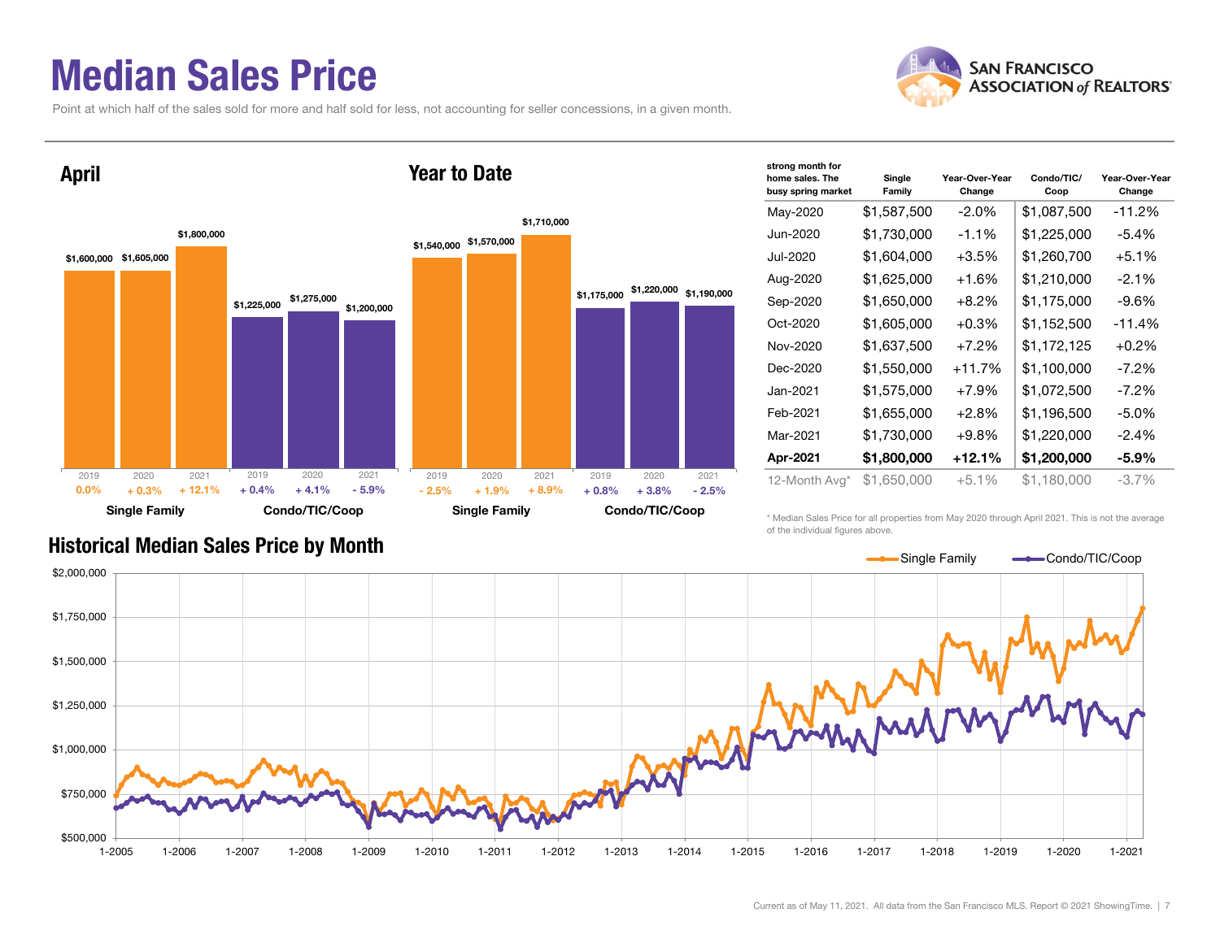# Median Sales Price

Point at which half of the sales sold for more and half sold for less, not accounting for seller concessions, in a given month.

## April

| | Single Family | | | Condo/TIC/Coop | | |
|---|---|---|---|---|---|---|
| | 2019 | 2020 | 2021 | 2019 | 2020 | 2021 |
| Median Sales Price | $1,600,000 | $1,605,000 | $1,800,000 | $1,225,000 | $1,275,000 | $1,200,000 |
| Change | 0.0% | + 0.3% | + 12.1% | + 0.4% | + 4.1% | - 5.9% |

## Year to Date

| | Single Family | | | Condo/TIC/Coop | | |
|---|---|---|---|---|---|---|
| | 2019 | 2020 | 2021 | 2019 | 2020 | 2021 |
| Median Sales Price | $1,540,000 | $1,570,000 | $1,710,000 | $1,175,000 | $1,220,000 | $1,190,000 |
| Change | - 2.5% | + 1.9% | + 8.9% | + 0.8% | + 3.8% | - 2.5% |

| strong month for home sales. The busy spring market | Single Family | Year-Over-Year Change | Condo/TIC/Coop | Year-Over-Year Change |
|---|---|---|---|---|
| May-2020 | $1,587,500 | -2.0% | $1,087,500 | -11.2% |
| Jun-2020 | $1,730,000 | -1.1% | $1,225,000 | -5.4% |
| Jul-2020 | $1,604,000 | +3.5% | $1,260,700 | +5.1% |
| Aug-2020 | $1,625,000 | +1.6% | $1,210,000 | -2.1% |
| Sep-2020 | $1,650,000 | +8.2% | $1,175,000 | -9.6% |
| Oct-2020 | $1,605,000 | +0.3% | $1,152,500 | -11.4% |
| Nov-2020 | $1,637,500 | +7.2% | $1,172,125 | +0.2% |
| Dec-2020 | $1,550,000 | +11.7% | $1,100,000 | -7.2% |
| Jan-2021 | $1,575,000 | +7.9% | $1,072,500 | -7.2% |
| Feb-2021 | $1,655,000 | +2.8% | $1,196,500 | -5.0% |
| Mar-2021 | $1,730,000 | +9.8% | $1,220,000 | -2.4% |
| **Apr-2021** | **$1,800,000** | **+12.1%** | **$1,200,000** | **-5.9%** |
| 12-Month Avg* | $1,650,000 | +5.1% | $1,180,000 | -3.7% |

\* Median Sales Price for all properties from May 2020 through April 2021. This is not the average of the individual figures above.

## Historical Median Sales Price by Month

Single Family — Condo/TIC/Coop

Current as of May 11, 2021. All data from the San Francisco MLS. Report © 2021 ShowingTime.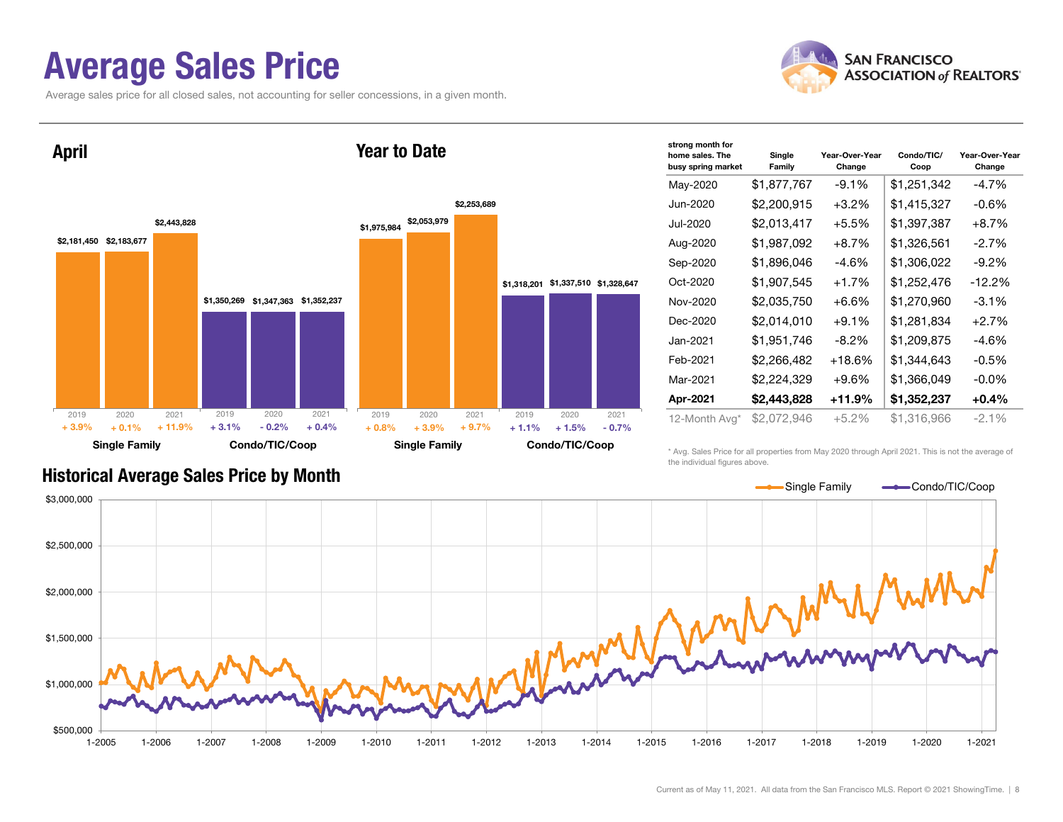# Average Sales Price

Average sales price for all closed sales, not accounting for seller concessions, in a given month.

## April

| | 2019 | 2020 | 2021 |
|---|---|---|---|
| Single Family | $2,181,450 | $2,183,677 | $2,443,828 |
| Change | + 3.9% | + 0.1% | + 11.9% |
| Condo/TIC/Coop | $1,350,269 | $1,347,363 | $1,352,237 |
| Change | + 3.1% | - 0.2% | + 0.4% |

## Year to Date

| | 2019 | 2020 | 2021 |
|---|---|---|---|
| Single Family | $1,975,984 | $2,053,979 | $2,253,689 |
| Change | + 0.8% | + 3.9% | + 9.7% |
| Condo/TIC/Coop | $1,318,201 | $1,337,510 | $1,328,647 |
| Change | + 1.1% | + 1.5% | - 0.7% |

| strong month for home sales. The busy spring market | Single Family | Year-Over-Year Change | Condo/TIC/ Coop | Year-Over-Year Change |
|---|---|---|---|---|
| May-2020 | $1,877,767 | -9.1% | $1,251,342 | -4.7% |
| Jun-2020 | $2,200,915 | +3.2% | $1,415,327 | -0.6% |
| Jul-2020 | $2,013,417 | +5.5% | $1,397,387 | +8.7% |
| Aug-2020 | $1,987,092 | +8.7% | $1,326,561 | -2.7% |
| Sep-2020 | $1,896,046 | -4.6% | $1,306,022 | -9.2% |
| Oct-2020 | $1,907,545 | +1.7% | $1,252,476 | -12.2% |
| Nov-2020 | $2,035,750 | +6.6% | $1,270,960 | -3.1% |
| Dec-2020 | $2,014,010 | +9.1% | $1,281,834 | +2.7% |
| Jan-2021 | $1,951,746 | -8.2% | $1,209,875 | -4.6% |
| Feb-2021 | $2,266,482 | +18.6% | $1,344,643 | -0.5% |
| Mar-2021 | $2,224,329 | +9.6% | $1,366,049 | -0.0% |
| **Apr-2021** | **$2,443,828** | **+11.9%** | **$1,352,237** | **+0.4%** |
| 12-Month Avg* | $2,072,946 | +5.2% | $1,316,966 | -2.1% |

\* Avg. Sales Price for all properties from May 2020 through April 2021. This is not the average of the individual figures above.

## Historical Average Sales Price by Month

Single Family — Condo/TIC/Coop

$3,000,000 · $2,500,000 · $2,000,000 · $1,500,000 · $1,000,000 · $500,000

1-2005 · 1-2006 · 1-2007 · 1-2008 · 1-2009 · 1-2010 · 1-2011 · 1-2012 · 1-2013 · 1-2014 · 1-2015 · 1-2016 · 1-2017 · 1-2018 · 1-2019 · 1-2020 · 1-2021

Current as of May 11, 2021. All data from the San Francisco MLS. Report © 2021 ShowingTime.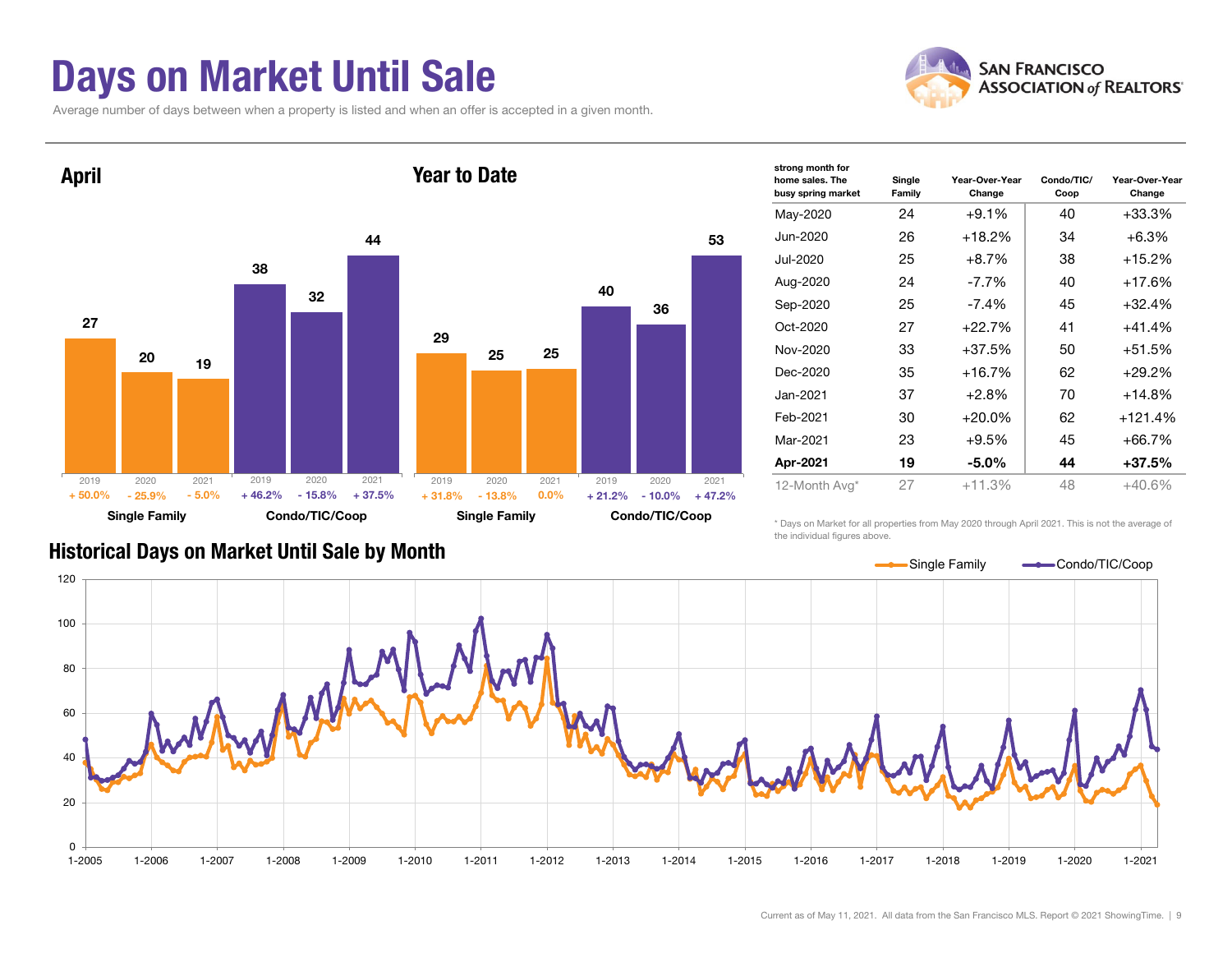# Days on Market Until Sale

Average number of days between when a property is listed and when an offer is accepted in a given month.

## April

| | 2019 | 2020 | 2021 |
|---|---|---|---|
| Single Family | 27 | 20 | 19 |
| Change | + 50.0% | - 25.9% | - 5.0% |
| Condo/TIC/Coop | 38 | 32 | 44 |
| Change | + 46.2% | - 15.8% | + 37.5% |

## Year to Date

| | 2019 | 2020 | 2021 |
|---|---|---|---|
| Single Family | 29 | 25 | 25 |
| Change | + 31.8% | - 13.8% | 0.0% |
| Condo/TIC/Coop | 40 | 36 | 53 |
| Change | + 21.2% | - 10.0% | + 47.2% |

| strong month for home sales. The busy spring market | Single Family | Year-Over-Year Change | Condo/TIC/Coop | Year-Over-Year Change |
|---|---|---|---|---|
| May-2020 | 24 | +9.1% | 40 | +33.3% |
| Jun-2020 | 26 | +18.2% | 34 | +6.3% |
| Jul-2020 | 25 | +8.7% | 38 | +15.2% |
| Aug-2020 | 24 | -7.7% | 40 | +17.6% |
| Sep-2020 | 25 | -7.4% | 45 | +32.4% |
| Oct-2020 | 27 | +22.7% | 41 | +41.4% |
| Nov-2020 | 33 | +37.5% | 50 | +51.5% |
| Dec-2020 | 35 | +16.7% | 62 | +29.2% |
| Jan-2021 | 37 | +2.8% | 70 | +14.8% |
| Feb-2021 | 30 | +20.0% | 62 | +121.4% |
| Mar-2021 | 23 | +9.5% | 45 | +66.7% |
| **Apr-2021** | **19** | **-5.0%** | **44** | **+37.5%** |
| 12-Month Avg* | 27 | +11.3% | 48 | +40.6% |

\* Days on Market for all properties from May 2020 through April 2021. This is not the average of the individual figures above.

## Historical Days on Market Until Sale by Month

Single Family — Condo/TIC/Coop

Current as of May 11, 2021. All data from the San Francisco MLS. Report © 2021 ShowingTime.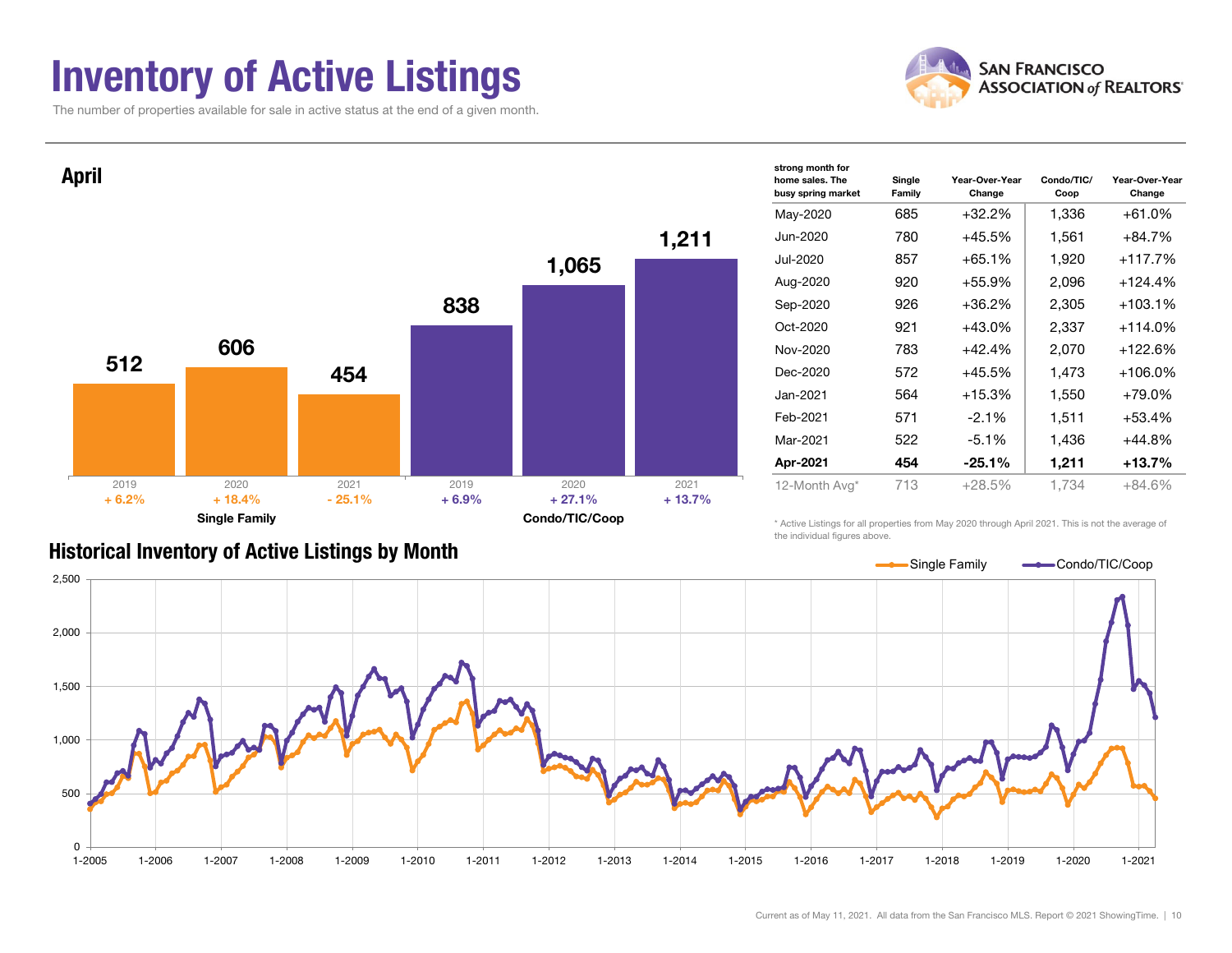# Inventory of Active Listings

The number of properties available for sale in active status at the end of a given month.

## April

| | 2019 | 2020 | 2021 |
|---|---|---|---|
| Single Family | 512 | 606 | 454 |
| Change | + 6.2% | + 18.4% | - 25.1% |
| Condo/TIC/Coop | 838 | 1,065 | 1,211 |
| Change | + 6.9% | + 27.1% | + 13.7% |

| strong month for home sales. The busy spring market | Single Family | Year-Over-Year Change | Condo/TIC/ Coop | Year-Over-Year Change |
|---|---|---|---|---|
| May-2020 | 685 | +32.2% | 1,336 | +61.0% |
| Jun-2020 | 780 | +45.5% | 1,561 | +84.7% |
| Jul-2020 | 857 | +65.1% | 1,920 | +117.7% |
| Aug-2020 | 920 | +55.9% | 2,096 | +124.4% |
| Sep-2020 | 926 | +36.2% | 2,305 | +103.1% |
| Oct-2020 | 921 | +43.0% | 2,337 | +114.0% |
| Nov-2020 | 783 | +42.4% | 2,070 | +122.6% |
| Dec-2020 | 572 | +45.5% | 1,473 | +106.0% |
| Jan-2021 | 564 | +15.3% | 1,550 | +79.0% |
| Feb-2021 | 571 | -2.1% | 1,511 | +53.4% |
| Mar-2021 | 522 | -5.1% | 1,436 | +44.8% |
| **Apr-2021** | **454** | **-25.1%** | **1,211** | **+13.7%** |
| 12-Month Avg* | 713 | +28.5% | 1,734 | +84.6% |

\* Active Listings for all properties from May 2020 through April 2021. This is not the average of the individual figures above.

## Historical Inventory of Active Listings by Month

Single Family — Condo/TIC/Coop

Current as of May 11, 2021. All data from the San Francisco MLS. Report © 2021 ShowingTime.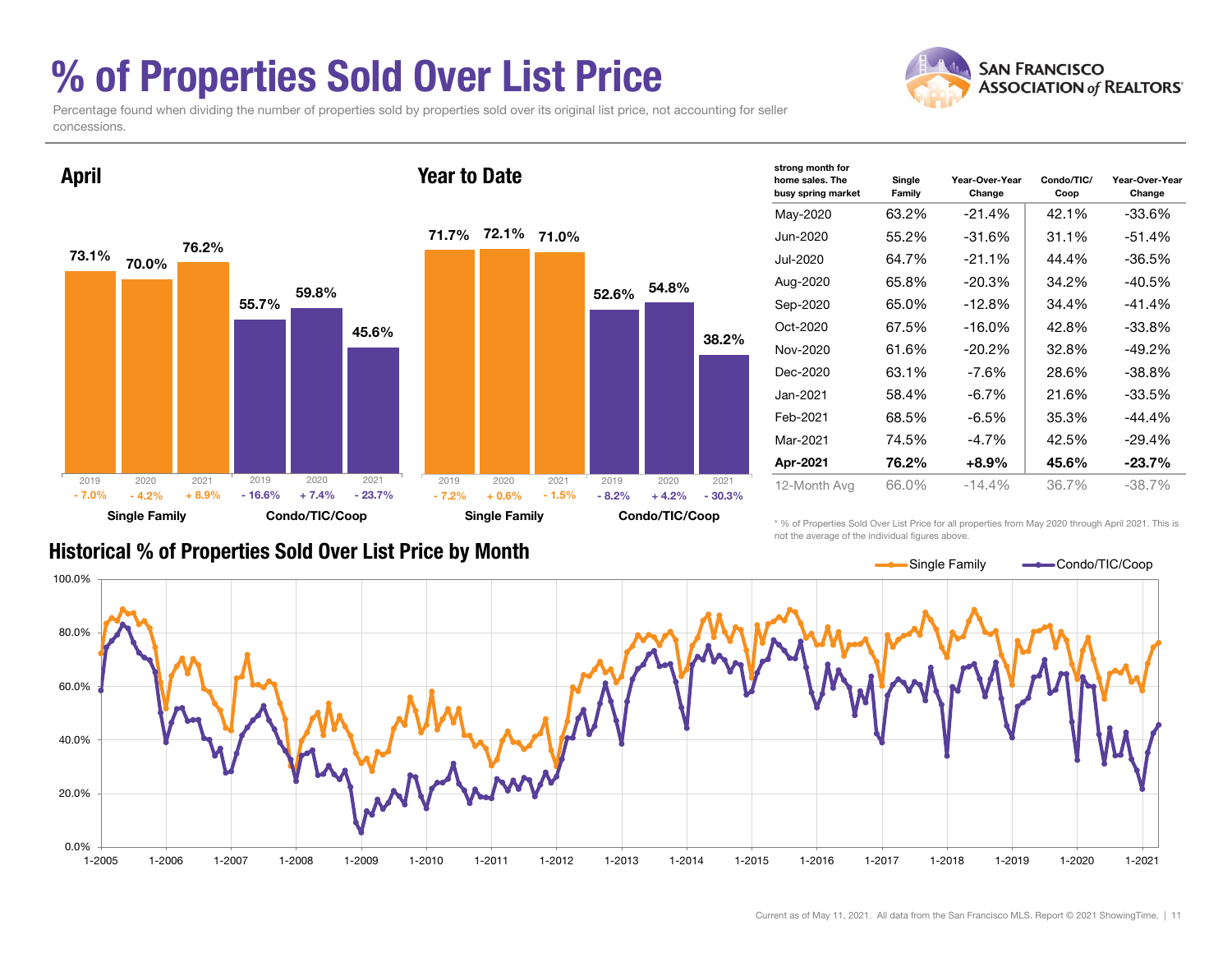# % of Properties Sold Over List Price

Percentage found when dividing the number of properties sold by properties sold over its original list price, not accounting for seller concessions.

## April

| | 2019 | 2020 | 2021 |
|---|---|---|---|
| Single Family | 73.1% | 70.0% | 76.2% |
| Change | - 7.0% | - 4.2% | + 8.9% |
| Condo/TIC/Coop | 55.7% | 59.8% | 45.6% |
| Change | - 16.6% | + 7.4% | - 23.7% |

## Year to Date

| | 2019 | 2020 | 2021 |
|---|---|---|---|
| Single Family | 71.7% | 72.1% | 71.0% |
| Change | - 7.2% | + 0.6% | - 1.5% |
| Condo/TIC/Coop | 52.6% | 54.8% | 38.2% |
| Change | - 8.2% | + 4.2% | - 30.3% |

| strong month for home sales. The busy spring market | Single Family | Year-Over-Year Change | Condo/TIC/ Coop | Year-Over-Year Change |
|---|---|---|---|---|
| May-2020 | 63.2% | -21.4% | 42.1% | -33.6% |
| Jun-2020 | 55.2% | -31.6% | 31.1% | -51.4% |
| Jul-2020 | 64.7% | -21.1% | 44.4% | -36.5% |
| Aug-2020 | 65.8% | -20.3% | 34.2% | -40.5% |
| Sep-2020 | 65.0% | -12.8% | 34.4% | -41.4% |
| Oct-2020 | 67.5% | -16.0% | 42.8% | -33.8% |
| Nov-2020 | 61.6% | -20.2% | 32.8% | -49.2% |
| Dec-2020 | 63.1% | -7.6% | 28.6% | -38.8% |
| Jan-2021 | 58.4% | -6.7% | 21.6% | -33.5% |
| Feb-2021 | 68.5% | -6.5% | 35.3% | -44.4% |
| Mar-2021 | 74.5% | -4.7% | 42.5% | -29.4% |
| **Apr-2021** | **76.2%** | **+8.9%** | **45.6%** | **-23.7%** |
| 12-Month Avg | 66.0% | -14.4% | 36.7% | -38.7% |

\* % of Properties Sold Over List Price for all properties from May 2020 through April 2021. This is not the average of the individual figures above.

## Historical % of Properties Sold Over List Price by Month

Current as of May 11, 2021. All data from the San Francisco MLS. Report © 2021 ShowingTime.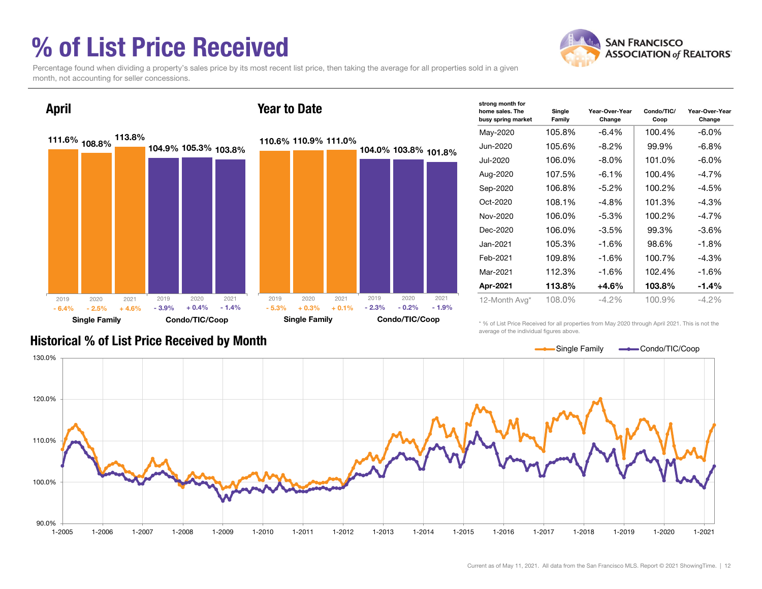# % of List Price Received

Percentage found when dividing a property's sales price by its most recent list price, then taking the average for all properties sold in a given month, not accounting for seller concessions.

## April

| | Single Family | | | Condo/TIC/Coop | | |
|---|---|---|---|---|---|---|
| Year | 2019 | 2020 | 2021 | 2019 | 2020 | 2021 |
| % of List Price Received | 111.6% | 108.8% | 113.8% | 104.9% | 105.3% | 103.8% |
| Change | - 6.4% | - 2.5% | + 4.6% | - 3.9% | + 0.4% | - 1.4% |

## Year to Date

| | Single Family | | | Condo/TIC/Coop | | |
|---|---|---|---|---|---|---|
| Year | 2019 | 2020 | 2021 | 2019 | 2020 | 2021 |
| % of List Price Received | 110.6% | 110.9% | 111.0% | 104.0% | 103.8% | 101.8% |
| Change | - 5.3% | + 0.3% | + 0.1% | - 2.3% | - 0.2% | - 1.9% |

| strong month for home sales. The busy spring market | Single Family | Year-Over-Year Change | Condo/TIC/Coop | Year-Over-Year Change |
|---|---|---|---|---|
| May-2020 | 105.8% | -6.4% | 100.4% | -6.0% |
| Jun-2020 | 105.6% | -8.2% | 99.9% | -6.8% |
| Jul-2020 | 106.0% | -8.0% | 101.0% | -6.0% |
| Aug-2020 | 107.5% | -6.1% | 100.4% | -4.7% |
| Sep-2020 | 106.8% | -5.2% | 100.2% | -4.5% |
| Oct-2020 | 108.1% | -4.8% | 101.3% | -4.3% |
| Nov-2020 | 106.0% | -5.3% | 100.2% | -4.7% |
| Dec-2020 | 106.0% | -3.5% | 99.3% | -3.6% |
| Jan-2021 | 105.3% | -1.6% | 98.6% | -1.8% |
| Feb-2021 | 109.8% | -1.6% | 100.7% | -4.3% |
| Mar-2021 | 112.3% | -1.6% | 102.4% | -1.6% |
| **Apr-2021** | **113.8%** | **+4.6%** | **103.8%** | **-1.4%** |
| 12-Month Avg* | 108.0% | -4.2% | 100.9% | -4.2% |

* % of List Price Received for all properties from May 2020 through April 2021. This is not the average of the individual figures above.

## Historical % of List Price Received by Month

Single Family / Condo/TIC/Coop

Current as of May 11, 2021. All data from the San Francisco MLS. Report © 2021 ShowingTime.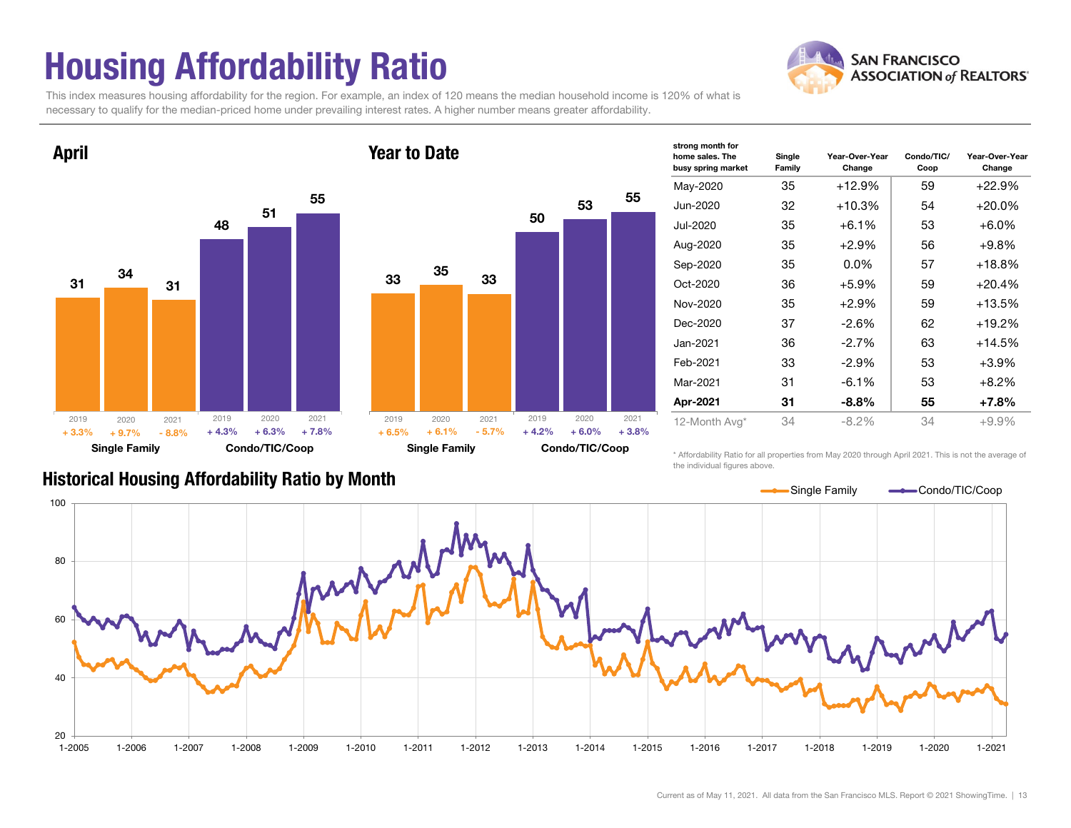# Housing Affordability Ratio

SAN FRANCISCO ASSOCIATION of REALTORS®

This index measures housing affordability for the region. For example, an index of 120 means the median household income is 120% of what is necessary to qualify for the median-priced home under prevailing interest rates. A higher number means greater affordability.

## April

| | 2019 | 2020 | 2021 |
|---|---|---|---|
| Single Family | 31 | 34 | 31 |
| Change | + 3.3% | + 9.7% | - 8.8% |
| Condo/TIC/Coop | 48 | 51 | 55 |
| Change | + 4.3% | + 6.3% | + 7.8% |

## Year to Date

| | 2019 | 2020 | 2021 |
|---|---|---|---|
| Single Family | 33 | 35 | 33 |
| Change | + 6.5% | + 6.1% | - 5.7% |
| Condo/TIC/Coop | 50 | 53 | 55 |
| Change | + 4.2% | + 6.0% | + 3.8% |

| strong month for home sales. The busy spring market | Single Family | Year-Over-Year Change | Condo/TIC/ Coop | Year-Over-Year Change |
|---|---|---|---|---|
| May-2020 | 35 | +12.9% | 59 | +22.9% |
| Jun-2020 | 32 | +10.3% | 54 | +20.0% |
| Jul-2020 | 35 | +6.1% | 53 | +6.0% |
| Aug-2020 | 35 | +2.9% | 56 | +9.8% |
| Sep-2020 | 35 | 0.0% | 57 | +18.8% |
| Oct-2020 | 36 | +5.9% | 59 | +20.4% |
| Nov-2020 | 35 | +2.9% | 59 | +13.5% |
| Dec-2020 | 37 | -2.6% | 62 | +19.2% |
| Jan-2021 | 36 | -2.7% | 63 | +14.5% |
| Feb-2021 | 33 | -2.9% | 53 | +3.9% |
| Mar-2021 | 31 | -6.1% | 53 | +8.2% |
| **Apr-2021** | **31** | **-8.8%** | **55** | **+7.8%** |
| 12-Month Avg* | 34 | -8.2% | 34 | +9.9% |

* Affordability Ratio for all properties from May 2020 through April 2021. This is not the average of the individual figures above.

## Historical Housing Affordability Ratio by Month

Single Family — Condo/TIC/Coop

Current as of May 11, 2021. All data from the San Francisco MLS. Report © 2021 ShowingTime.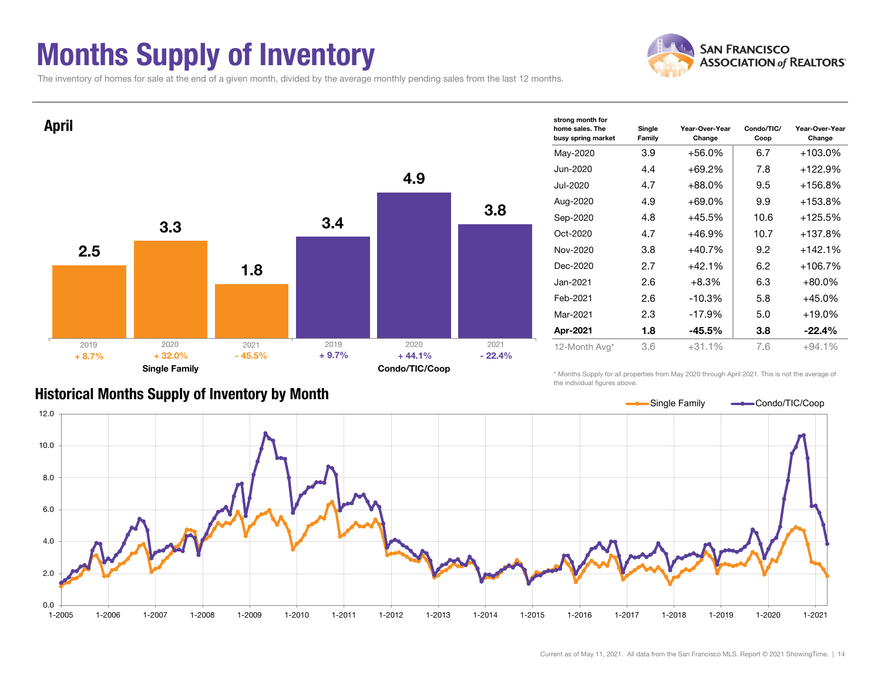# Months Supply of Inventory

The inventory of homes for sale at the end of a given month, divided by the average monthly pending sales from the last 12 months.

## April

| | 2019 | 2020 | 2021 |
|---|---|---|---|
| Single Family | 2.5 (+ 8.7%) | 3.3 (+ 32.0%) | 1.8 (- 45.5%) |
| Condo/TIC/Coop | 3.4 (+ 9.7%) | 4.9 (+ 44.1%) | 3.8 (- 22.4%) |

| strong month for home sales. The busy spring market | Single Family | Year-Over-Year Change | Condo/TIC/ Coop | Year-Over-Year Change |
|---|---|---|---|---|
| May-2020 | 3.9 | +56.0% | 6.7 | +103.0% |
| Jun-2020 | 4.4 | +69.2% | 7.8 | +122.9% |
| Jul-2020 | 4.7 | +88.0% | 9.5 | +156.8% |
| Aug-2020 | 4.9 | +69.0% | 9.9 | +153.8% |
| Sep-2020 | 4.8 | +45.5% | 10.6 | +125.5% |
| Oct-2020 | 4.7 | +46.9% | 10.7 | +137.8% |
| Nov-2020 | 3.8 | +40.7% | 9.2 | +142.1% |
| Dec-2020 | 2.7 | +42.1% | 6.2 | +106.7% |
| Jan-2021 | 2.6 | +8.3% | 6.3 | +80.0% |
| Feb-2021 | 2.6 | -10.3% | 5.8 | +45.0% |
| Mar-2021 | 2.3 | -17.9% | 5.0 | +19.0% |
| **Apr-2021** | **1.8** | **-45.5%** | **3.8** | **-22.4%** |
| 12-Month Avg* | 3.6 | +31.1% | 7.6 | +94.1% |

\* Months Supply for all properties from May 2020 through April 2021. This is not the average of the individual figures above.

## Historical Months Supply of Inventory by Month

Current as of May 11, 2021. All data from the San Francisco MLS. Report © 2021 ShowingTime.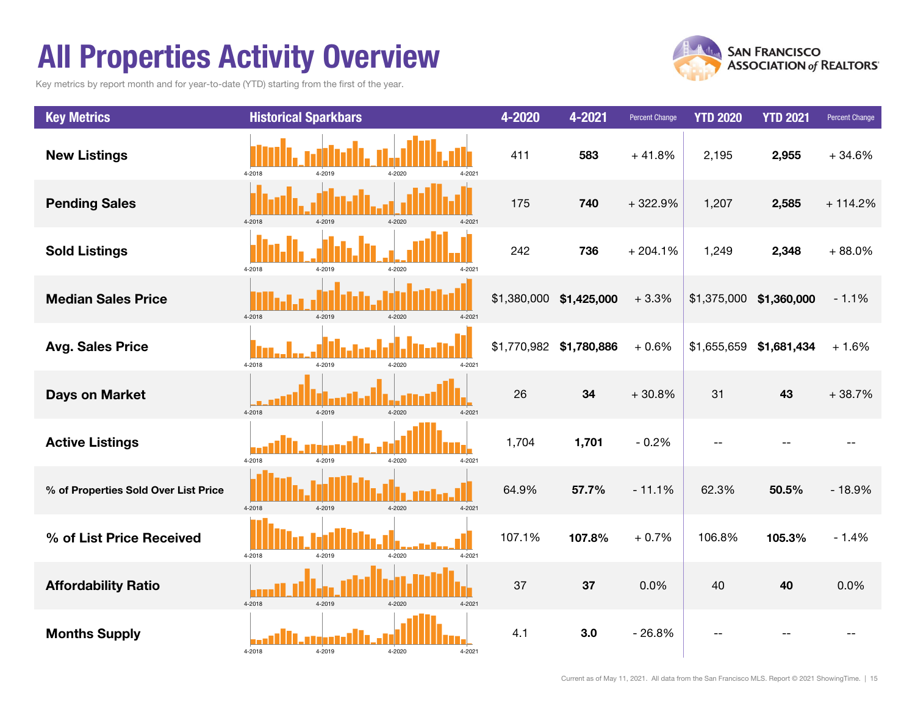# All Properties Activity Overview

Key metrics by report month and for year-to-date (YTD) starting from the first of the year.

| Key Metrics | Historical Sparkbars | 4-2020 | 4-2021 | Percent Change | YTD 2020 | YTD 2021 | Percent Change |
|---|---|---|---|---|---|---|---|
| New Listings | 4-2018 4-2019 4-2020 4-2021 | 411 | **583** | + 41.8% | 2,195 | **2,955** | + 34.6% |
| Pending Sales | 4-2018 4-2019 4-2020 4-2021 | 175 | **740** | + 322.9% | 1,207 | **2,585** | + 114.2% |
| Sold Listings | 4-2018 4-2019 4-2020 4-2021 | 242 | **736** | + 204.1% | 1,249 | **2,348** | + 88.0% |
| Median Sales Price | 4-2018 4-2019 4-2020 4-2021 | $1,380,000 | **$1,425,000** | + 3.3% | $1,375,000 | **$1,360,000** | - 1.1% |
| Avg. Sales Price | 4-2018 4-2019 4-2020 4-2021 | $1,770,982 | **$1,780,886** | + 0.6% | $1,655,659 | **$1,681,434** | + 1.6% |
| Days on Market | 4-2018 4-2019 4-2020 4-2021 | 26 | **34** | + 30.8% | 31 | **43** | + 38.7% |
| Active Listings | 4-2018 4-2019 4-2020 4-2021 | 1,704 | **1,701** | - 0.2% | -- | -- | -- |
| % of Properties Sold Over List Price | 4-2018 4-2019 4-2020 4-2021 | 64.9% | **57.7%** | - 11.1% | 62.3% | **50.5%** | - 18.9% |
| % of List Price Received | 4-2018 4-2019 4-2020 4-2021 | 107.1% | **107.8%** | + 0.7% | 106.8% | **105.3%** | - 1.4% |
| Affordability Ratio | 4-2018 4-2019 4-2020 4-2021 | 37 | **37** | 0.0% | 40 | **40** | 0.0% |
| Months Supply | 4-2018 4-2019 4-2020 4-2021 | 4.1 | **3.0** | - 26.8% | -- | -- | -- |

Current as of May 11, 2021. All data from the San Francisco MLS. Report © 2021 ShowingTime.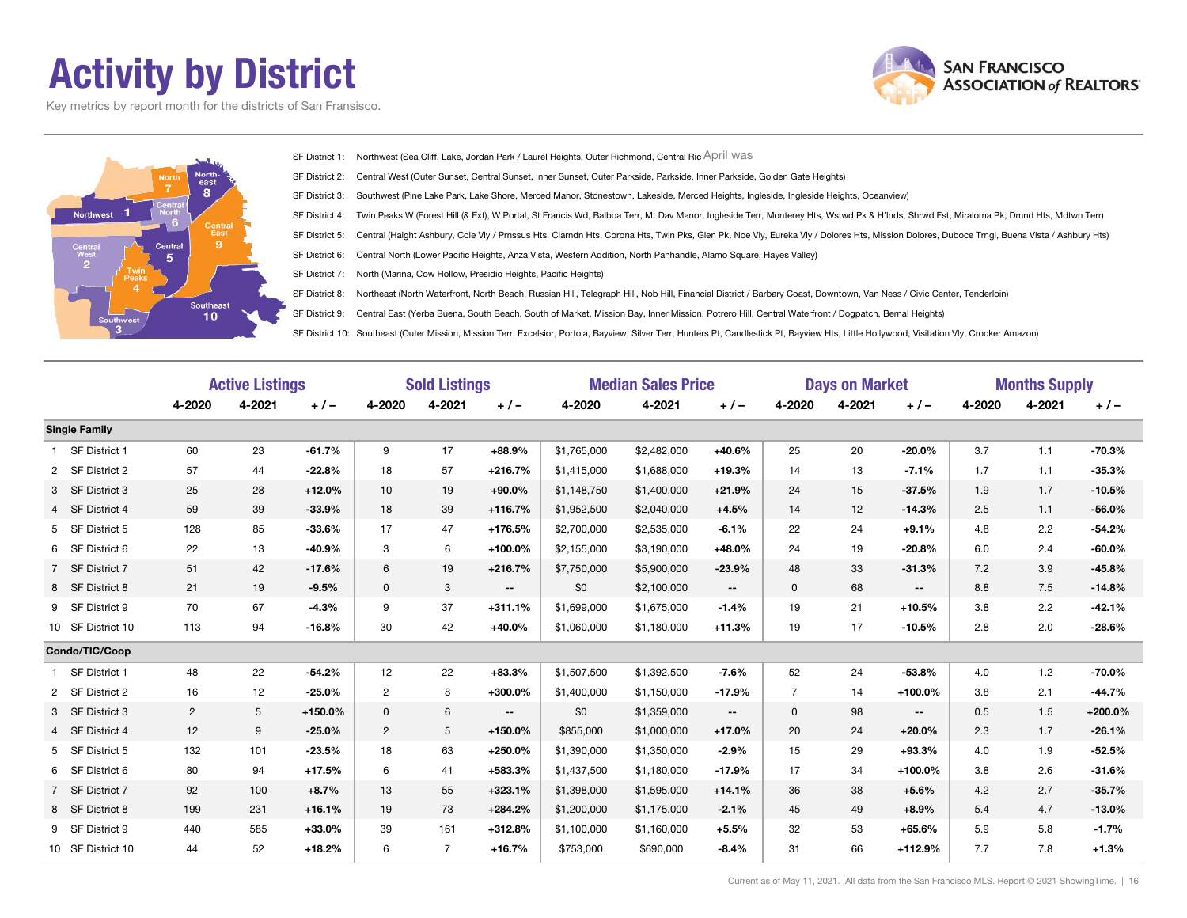# Activity by District

Key metrics by report month for the districts of San Fransisco.

SF District 1: Northwest (Sea Cliff, Lake, Jordan Park / Laurel Heights, Outer Richmond, Central Ric April was

SF District 2: Central West (Outer Sunset, Central Sunset, Inner Sunset, Outer Parkside, Parkside, Inner Parkside, Golden Gate Heights)

SF District 3: Southwest (Pine Lake Park, Lake Shore, Merced Manor, Stonestown, Lakeside, Merced Heights, Ingleside, Ingleside Heights, Oceanview)

SF District 4: Twin Peaks W (Forest Hill (& Ext), W Portal, St Francis Wd, Balboa Terr, Mt Dav Manor, Ingleside Terr, Monterey Hts, Wstwd Pk & H'lnds, Shrwd Fst, Miraloma Pk, Dmnd Hts, Mdtwn Terr)

SF District 5: Central (Haight Ashbury, Cole Vly / Prnssus Hts, Clarndn Hts, Corona Hts, Twin Pks, Glen Pk, Noe Vly, Eureka Vly / Dolores Hts, Mission Dolores, Duboce Trngl, Buena Vista / Ashbury Hts)

SF District 6: Central North (Lower Pacific Heights, Anza Vista, Western Addition, North Panhandle, Alamo Square, Hayes Valley)

SF District 7: North (Marina, Cow Hollow, Presidio Heights, Pacific Heights)

SF District 8: Northeast (North Waterfront, North Beach, Russian Hill, Telegraph Hill, Nob Hill, Financial District / Barbary Coast, Downtown, Van Ness / Civic Center, Tenderloin)

SF District 9: Central East (Yerba Buena, South Beach, South of Market, Mission Bay, Inner Mission, Potrero Hill, Central Waterfront / Dogpatch, Bernal Heights)

SF District 10: Southeast (Outer Mission, Mission Terr, Excelsior, Portola, Bayview, Silver Terr, Hunters Pt, Candlestick Pt, Bayview Hts, Little Hollywood, Visitation Vly, Crocker Amazon)

| | | Active Listings | | | Sold Listings | | | Median Sales Price | | | Days on Market | | | Months Supply | | |
|---|---|---|---|---|---|---|---|---|---|---|---|---|---|---|---|---|
| | | 4-2020 | 4-2021 | + / – | 4-2020 | 4-2021 | + / – | 4-2020 | 4-2021 | + / – | 4-2020 | 4-2021 | + / – | 4-2020 | 4-2021 | + / – |
| **Single Family** | | | | | | | | | | | | | | | | |
| 1 | SF District 1 | 60 | 23 | **-61.7%** | 9 | 17 | **+88.9%** | $1,765,000 | $2,482,000 | **+40.6%** | 25 | 20 | **-20.0%** | 3.7 | 1.1 | **-70.3%** |
| 2 | SF District 2 | 57 | 44 | **-22.8%** | 18 | 57 | **+216.7%** | $1,415,000 | $1,688,000 | **+19.3%** | 14 | 13 | **-7.1%** | 1.7 | 1.1 | **-35.3%** |
| 3 | SF District 3 | 25 | 28 | **+12.0%** | 10 | 19 | **+90.0%** | $1,148,750 | $1,400,000 | **+21.9%** | 24 | 15 | **-37.5%** | 1.9 | 1.7 | **-10.5%** |
| 4 | SF District 4 | 59 | 39 | **-33.9%** | 18 | 39 | **+116.7%** | $1,952,500 | $2,040,000 | **+4.5%** | 14 | 12 | **-14.3%** | 2.5 | 1.1 | **-56.0%** |
| 5 | SF District 5 | 128 | 85 | **-33.6%** | 17 | 47 | **+176.5%** | $2,700,000 | $2,535,000 | **-6.1%** | 22 | 24 | **+9.1%** | 4.8 | 2.2 | **-54.2%** |
| 6 | SF District 6 | 22 | 13 | **-40.9%** | 3 | 6 | **+100.0%** | $2,155,000 | $3,190,000 | **+48.0%** | 24 | 19 | **-20.8%** | 6.0 | 2.4 | **-60.0%** |
| 7 | SF District 7 | 51 | 42 | **-17.6%** | 6 | 19 | **+216.7%** | $7,750,000 | $5,900,000 | **-23.9%** | 48 | 33 | **-31.3%** | 7.2 | 3.9 | **-45.8%** |
| 8 | SF District 8 | 21 | 19 | **-9.5%** | 0 | 3 | **--** | $0 | $2,100,000 | **--** | 0 | 68 | **--** | 8.8 | 7.5 | **-14.8%** |
| 9 | SF District 9 | 70 | 67 | **-4.3%** | 9 | 37 | **+311.1%** | $1,699,000 | $1,675,000 | **-1.4%** | 19 | 21 | **+10.5%** | 3.8 | 2.2 | **-42.1%** |
| 10 | SF District 10 | 113 | 94 | **-16.8%** | 30 | 42 | **+40.0%** | $1,060,000 | $1,180,000 | **+11.3%** | 19 | 17 | **-10.5%** | 2.8 | 2.0 | **-28.6%** |
| **Condo/TIC/Coop** | | | | | | | | | | | | | | | | |
| 1 | SF District 1 | 48 | 22 | **-54.2%** | 12 | 22 | **+83.3%** | $1,507,500 | $1,392,500 | **-7.6%** | 52 | 24 | **-53.8%** | 4.0 | 1.2 | **-70.0%** |
| 2 | SF District 2 | 16 | 12 | **-25.0%** | 2 | 8 | **+300.0%** | $1,400,000 | $1,150,000 | **-17.9%** | 7 | 14 | **+100.0%** | 3.8 | 2.1 | **-44.7%** |
| 3 | SF District 3 | 2 | 5 | **+150.0%** | 0 | 6 | **--** | $0 | $1,359,000 | **--** | 0 | 98 | **--** | 0.5 | 1.5 | **+200.0%** |
| 4 | SF District 4 | 12 | 9 | **-25.0%** | 2 | 5 | **+150.0%** | $855,000 | $1,000,000 | **+17.0%** | 20 | 24 | **+20.0%** | 2.3 | 1.7 | **-26.1%** |
| 5 | SF District 5 | 132 | 101 | **-23.5%** | 18 | 63 | **+250.0%** | $1,390,000 | $1,350,000 | **-2.9%** | 15 | 29 | **+93.3%** | 4.0 | 1.9 | **-52.5%** |
| 6 | SF District 6 | 80 | 94 | **+17.5%** | 6 | 41 | **+583.3%** | $1,437,500 | $1,180,000 | **-17.9%** | 17 | 34 | **+100.0%** | 3.8 | 2.6 | **-31.6%** |
| 7 | SF District 7 | 92 | 100 | **+8.7%** | 13 | 55 | **+323.1%** | $1,398,000 | $1,595,000 | **+14.1%** | 36 | 38 | **+5.6%** | 4.2 | 2.7 | **-35.7%** |
| 8 | SF District 8 | 199 | 231 | **+16.1%** | 19 | 73 | **+284.2%** | $1,200,000 | $1,175,000 | **-2.1%** | 45 | 49 | **+8.9%** | 5.4 | 4.7 | **-13.0%** |
| 9 | SF District 9 | 440 | 585 | **+33.0%** | 39 | 161 | **+312.8%** | $1,100,000 | $1,160,000 | **+5.5%** | 32 | 53 | **+65.6%** | 5.9 | 5.8 | **-1.7%** |
| 10 | SF District 10 | 44 | 52 | **+18.2%** | 6 | 7 | **+16.7%** | $753,000 | $690,000 | **-8.4%** | 31 | 66 | **+112.9%** | 7.7 | 7.8 | **+1.3%** |

Current as of May 11, 2021. All data from the San Francisco MLS. Report © 2021 ShowingTime.